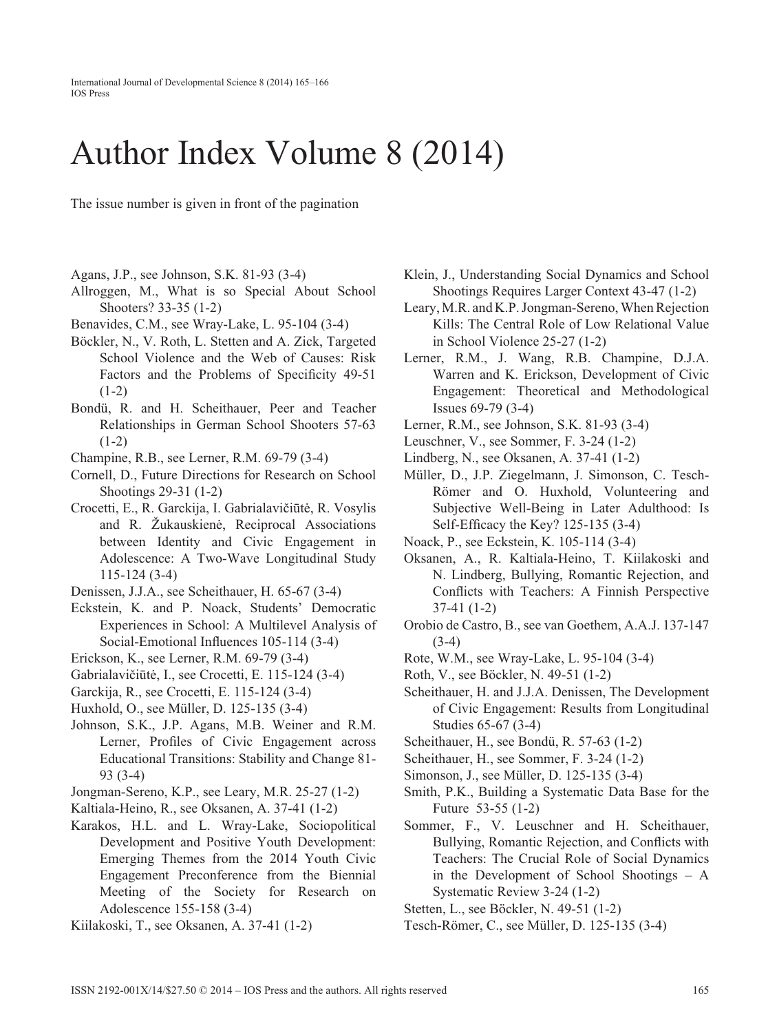# Author Index Volume 8 (2014)

The issue number is given in front of the pagination

Agans, J.P., see Johnson, S.K. 81-93 (3-4)

Allroggen, M., What is so Special About School Shooters? 33-35 (1-2)

Benavides, C.M., see Wray-Lake, L. 95-104 (3-4)

Böckler, N., V. Roth, L. Stetten and A. Zick, Targeted School Violence and the Web of Causes: Risk Factors and the Problems of Specificity 49-51 (1-2)

Bondü, R. and H. Scheithauer, Peer and Teacher Relationships in German School Shooters 57-63 (1-2)

Champine, R.B., see Lerner, R.M. 69-79 (3-4)

Cornell, D., Future Directions for Research on School Shootings 29-31 (1-2)

Crocetti, E., R. Garckija, I. Gabrialavičiūtė, R. Vosylis and R. Žukauskienė, Reciprocal Associations between Identity and Civic Engagement in Adolescence: A Two-Wave Longitudinal Study 115-124 (3-4)

Denissen, J.J.A., see Scheithauer, H. 65-67 (3-4)

Eckstein, K. and P. Noack, Students' Democratic Experiences in School: A Multilevel Analysis of Social-Emotional Influences 105-114 (3-4)

Erickson, K., see Lerner, R.M. 69-79 (3-4)

Gabrialavičiūtė, I., see Crocetti, E. 115-124 (3-4)

Garckija, R., see Crocetti, E. 115-124 (3-4)

Huxhold, O., see Müller, D. 125-135 (3-4)

Johnson, S.K., J.P. Agans, M.B. Weiner and R.M. Lerner, Profiles of Civic Engagement across Educational Transitions: Stability and Change 81-93 (3-4)

Jongman-Sereno, K.P., see Leary, M.R. 25-27 (1-2)

Kaltiala-Heino, R., see Oksanen, A. 37-41 (1-2)

Karakos, H.L. and L. Wray-Lake, Sociopolitical Development and Positive Youth Development: Emerging Themes from the 2014 Youth Civic Engagement Preconference from the Biennial Meeting of the Society for Research on Adolescence 155-158 (3-4)

Kiilakoski, T., see Oksanen, A. 37-41 (1-2)

Klein, J., Understanding Social Dynamics and School Shootings Requires Larger Context 43-47 (1-2)

Leary, M.R. and K.P. Jongman-Sereno, When Rejection Kills: The Central Role of Low Relational Value in School Violence 25-27 (1-2)

Lerner, R.M., J. Wang, R.B. Champine, D.J.A. Warren and K. Erickson, Development of Civic Engagement: Theoretical and Methodological Issues 69-79 (3-4)

Lerner, R.M., see Johnson, S.K. 81-93 (3-4)

Leuschner, V., see Sommer, F. 3-24 (1-2)

Lindberg, N., see Oksanen, A. 37-41 (1-2)

Müller, D., J.P. Ziegelmann, J. Simonson, C. Tesch-Römer and O. Huxhold, Volunteering and Subjective Well-Being in Later Adulthood: Is Self-Efficacy the Key? 125-135 (3-4)

Noack, P., see Eckstein, K. 105-114 (3-4)

Oksanen, A., R. Kaltiala-Heino, T. Kiilakoski and N. Lindberg, Bullying, Romantic Rejection, and Conflicts with Teachers: A Finnish Perspective 37-41 (1-2)

Orobio de Castro, B., see van Goethem, A.A.J. 137-147 (3-4)

Rote, W.M., see Wray-Lake, L. 95-104 (3-4)

Roth, V., see Böckler, N. 49-51 (1-2)

Scheithauer, H. and J.J.A. Denissen, The Development of Civic Engagement: Results from Longitudinal Studies 65-67 (3-4)

Scheithauer, H., see Bondü, R. 57-63 (1-2)

Scheithauer, H., see Sommer, F. 3-24 (1-2)

Simonson, J., see Müller, D. 125-135 (3-4)

Smith, P.K., Building a Systematic Data Base for the Future 53-55 (1-2)

Sommer, F., V. Leuschner and H. Scheithauer, Bullying, Romantic Rejection, and Conflicts with Teachers: The Crucial Role of Social Dynamics in the Development of School Shootings – A Systematic Review 3-24 (1-2)

Stetten, L., see Böckler, N. 49-51 (1-2)

Tesch-Römer, C., see Müller, D. 125-135 (3-4)

ISSN 2192-001X/14/$27.50 © 2014 – IOS Press and the authors. All rights reserved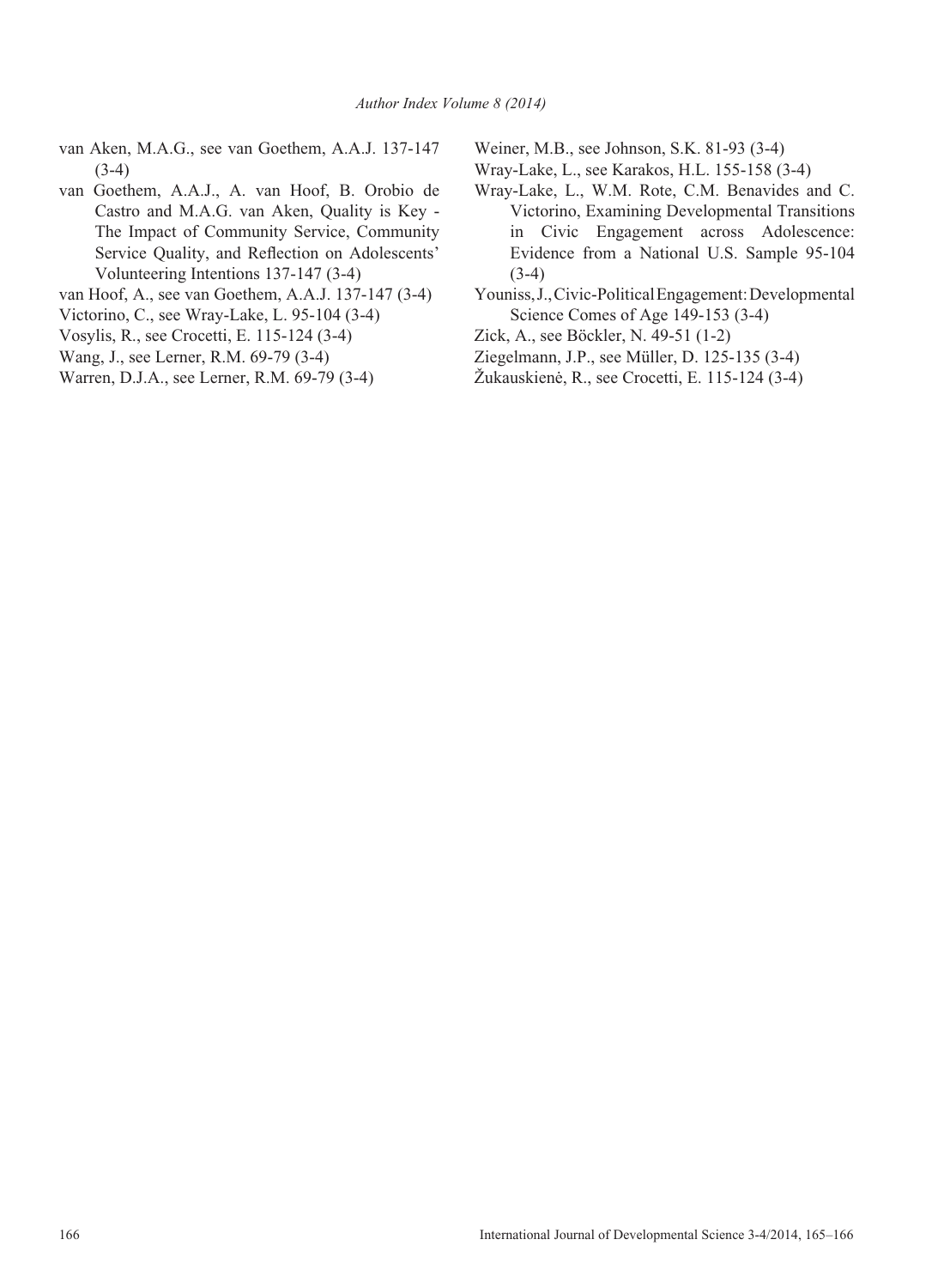van Aken, M.A.G., see van Goethem, A.A.J. 137-147 (3-4)

van Goethem, A.A.J., A. van Hoof, B. Orobio de Castro and M.A.G. van Aken, Quality is Key - The Impact of Community Service, Community Service Quality, and Reflection on Adolescents' Volunteering Intentions 137-147 (3-4)

van Hoof, A., see van Goethem, A.A.J. 137-147 (3-4)

Victorino, C., see Wray-Lake, L. 95-104 (3-4)

Vosylis, R., see Crocetti, E. 115-124 (3-4)

Wang, J., see Lerner, R.M. 69-79 (3-4)

Warren, D.J.A., see Lerner, R.M. 69-79 (3-4)

Weiner, M.B., see Johnson, S.K. 81-93 (3-4)

Wray-Lake, L., see Karakos, H.L. 155-158 (3-4)

Wray-Lake, L., W.M. Rote, C.M. Benavides and C. Victorino, Examining Developmental Transitions in Civic Engagement across Adolescence: Evidence from a National U.S. Sample 95-104 (3-4)

Youniss, J., Civic-Political Engagement: Developmental Science Comes of Age 149-153 (3-4)

Zick, A., see Böckler, N. 49-51 (1-2)

Ziegelmann, J.P., see Müller, D. 125-135 (3-4)

Žukauskienė, R., see Crocetti, E. 115-124 (3-4)